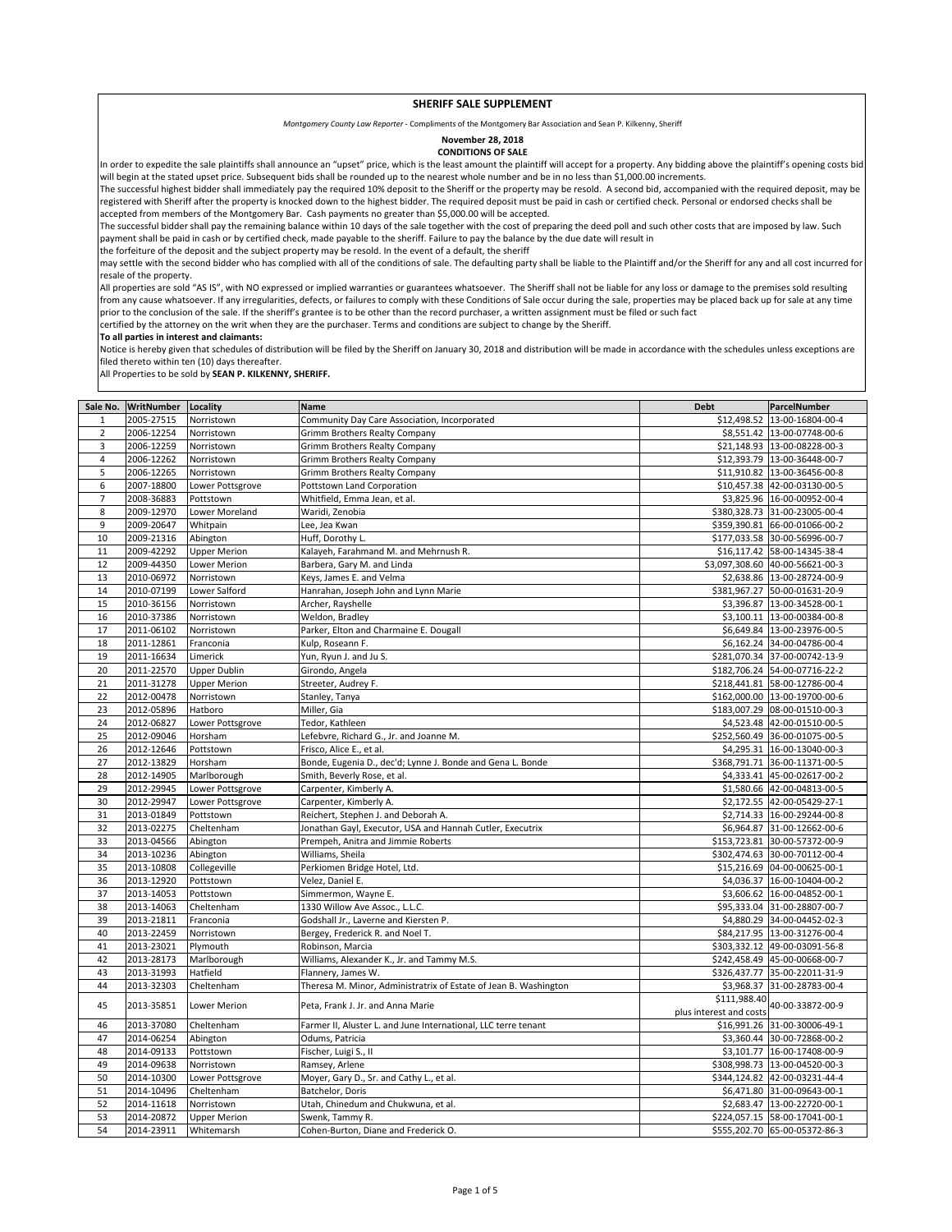## SHERIFF SALE SUPPLEMENT

*Montgomery County Law Reporter* - Compliments of the Montgomery Bar Association and Sean P. Kilkenny, Sheriff

**November 28, 2018**

**CONDITIONS OF SALE**

In order to expedite the sale plaintiffs shall announce an "upset" price, which is the least amount the plaintiff will accept for a property. Any bidding above the plaintiff's opening costs bid will begin at the stated upset price. Subsequent bids shall be rounded up to the nearest whole number and be in no less than $1,000.00 increments.

The successful highest bidder shall immediately pay the required 10% deposit to the Sheriff or the property may be resold. A second bid, accompanied with the required deposit, may be registered with Sheriff after the property is knocked down to the highest bidder. The required deposit must be paid in cash or certified check. Personal or endorsed checks shall be accepted from members of the Montgomery Bar. Cash payments no greater than $5,000.00 will be accepted.

The successful bidder shall pay the remaining balance within 10 days of the sale together with the cost of preparing the deed poll and such other costs that are imposed by law. Such payment shall be paid in cash or by certified check, made payable to the sheriff. Failure to pay the balance by the due date will result in the forfeiture of the deposit and the subject property may be resold. In the event of a default, the sheriff may settle with the second bidder who has complied with all of the conditions of sale. The defaulting party shall be liable to the Plaintiff and/or the Sheriff for any and all cost incurred for resale of the property.

All properties are sold "AS IS", with NO expressed or implied warranties or guarantees whatsoever. The Sheriff shall not be liable for any loss or damage to the premises sold resulting from any cause whatsoever. If any irregularities, defects, or failures to comply with these Conditions of Sale occur during the sale, properties may be placed back up for sale at any time prior to the conclusion of the sale. If the sheriff's grantee is to be other than the record purchaser, a written assignment must be filed or such fact certified by the attorney on the writ when they are the purchaser. Terms and conditions are subject to change by the Sheriff.

**To all parties in interest and claimants:**

Notice is hereby given that schedules of distribution will be filed by the Sheriff on January 30, 2018 and distribution will be made in accordance with the schedules unless exceptions are filed thereto within ten (10) days thereafter.

All Properties to be sold by **SEAN P. KILKENNY, SHERIFF.**

| Sale No. | WritNumber | Locality | Name | Debt | ParcelNumber |
|---|---|---|---|---|---|
| 1 | 2005-27515 | Norristown | Community Day Care Association, Incorporated | $12,498.52 | 13-00-16804-00-4 |
| 2 | 2006-12254 | Norristown | Grimm Brothers Realty Company | $8,551.42 | 13-00-07748-00-6 |
| 3 | 2006-12259 | Norristown | Grimm Brothers Realty Company | $21,148.93 | 13-00-08228-00-3 |
| 4 | 2006-12262 | Norristown | Grimm Brothers Realty Company | $12,393.79 | 13-00-36448-00-7 |
| 5 | 2006-12265 | Norristown | Grimm Brothers Realty Company | $11,910.82 | 13-00-36456-00-8 |
| 6 | 2007-18800 | Lower Pottsgrove | Pottstown Land Corporation | $10,457.38 | 42-00-03130-00-5 |
| 7 | 2008-36883 | Pottstown | Whitfield, Emma Jean, et al. | $3,825.96 | 16-00-00952-00-4 |
| 8 | 2009-12970 | Lower Moreland | Waridi, Zenobia | $380,328.73 | 31-00-23005-00-4 |
| 9 | 2009-20647 | Whitpain | Lee, Jea Kwan | $359,390.81 | 66-00-01066-00-2 |
| 10 | 2009-21316 | Abington | Huff, Dorothy L. | $177,033.58 | 30-00-56996-00-7 |
| 11 | 2009-42292 | Upper Merion | Kalayeh, Farahmand M. and Mehrnush R. | $16,117.42 | 58-00-14345-38-4 |
| 12 | 2009-44350 | Lower Merion | Barbera, Gary M. and Linda | $3,097,308.60 | 40-00-56621-00-3 |
| 13 | 2010-06972 | Norristown | Keys, James E. and Velma | $2,638.86 | 13-00-28724-00-9 |
| 14 | 2010-07199 | Lower Salford | Hanrahan, Joseph John and Lynn Marie | $381,967.27 | 50-00-01631-20-9 |
| 15 | 2010-36156 | Norristown | Archer, Rayshelle | $3,396.87 | 13-00-34528-00-1 |
| 16 | 2010-37386 | Norristown | Weldon, Bradley | $3,100.11 | 13-00-00384-00-8 |
| 17 | 2011-06102 | Norristown | Parker, Elton and Charmaine E. Dougall | $6,649.84 | 13-00-23976-00-5 |
| 18 | 2011-12861 | Franconia | Kulp, Roseann F. | $6,162.24 | 34-00-04786-00-4 |
| 19 | 2011-16634 | Limerick | Yun, Ryun J. and Ju S. | $281,070.34 | 37-00-00742-13-9 |
| 20 | 2011-22570 | Upper Dublin | Girondo, Angela | $182,706.24 | 54-00-07716-22-2 |
| 21 | 2011-31278 | Upper Merion | Streeter, Audrey F. | $218,441.81 | 58-00-12786-00-4 |
| 22 | 2012-00478 | Norristown | Stanley, Tanya | $162,000.00 | 13-00-19700-00-6 |
| 23 | 2012-05896 | Hatboro | Miller, Gia | $183,007.29 | 08-00-01510-00-3 |
| 24 | 2012-06827 | Lower Pottsgrove | Tedor, Kathleen | $4,523.48 | 42-00-01510-00-5 |
| 25 | 2012-09046 | Horsham | Lefebvre, Richard G., Jr. and Joanne M. | $252,560.49 | 36-00-01075-00-5 |
| 26 | 2012-12646 | Pottstown | Frisco, Alice E., et al. | $4,295.31 | 16-00-13040-00-3 |
| 27 | 2012-13829 | Horsham | Bonde, Eugenia D., dec'd; Lynne J. Bonde and Gena L. Bonde | $368,791.71 | 36-00-11371-00-5 |
| 28 | 2012-14905 | Marlborough | Smith, Beverly Rose, et al. | $4,333.41 | 45-00-02617-00-2 |
| 29 | 2012-29945 | Lower Pottsgrove | Carpenter, Kimberly A. | $1,580.66 | 42-00-04813-00-5 |
| 30 | 2012-29947 | Lower Pottsgrove | Carpenter, Kimberly A. | $2,172.55 | 42-00-05429-27-1 |
| 31 | 2013-01849 | Pottstown | Reichert, Stephen J. and Deborah A. | $2,714.33 | 16-00-29244-00-8 |
| 32 | 2013-02275 | Cheltenham | Jonathan Gayl, Executor, USA and Hannah Cutler, Executrix | $6,964.87 | 31-00-12662-00-6 |
| 33 | 2013-04566 | Abington | Prempeh, Anitra and Jimmie Roberts | $153,723.81 | 30-00-57372-00-9 |
| 34 | 2013-10236 | Abington | Williams, Sheila | $302,474.63 | 30-00-70112-00-4 |
| 35 | 2013-10808 | Collegeville | Perkiomen Bridge Hotel, Ltd. | $15,216.69 | 04-00-00625-00-1 |
| 36 | 2013-12920 | Pottstown | Velez, Daniel E. | $4,036.37 | 16-00-10404-00-2 |
| 37 | 2013-14053 | Pottstown | Simmermon, Wayne E. | $3,606.62 | 16-00-04852-00-1 |
| 38 | 2013-14063 | Cheltenham | 1330 Willow Ave Assoc., L.L.C. | $95,333.04 | 31-00-28807-00-7 |
| 39 | 2013-21811 | Franconia | Godshall Jr., Laverne and Kiersten P. | $4,880.29 | 34-00-04452-02-3 |
| 40 | 2013-22459 | Norristown | Bergey, Frederick R. and Noel T. | $84,217.95 | 13-00-31276-00-4 |
| 41 | 2013-23021 | Plymouth | Robinson, Marcia | $303,332.12 | 49-00-03091-56-8 |
| 42 | 2013-28173 | Marlborough | Williams, Alexander K., Jr. and Tammy M.S. | $242,458.49 | 45-00-00668-00-7 |
| 43 | 2013-31993 | Hatfield | Flannery, James W. | $326,437.77 | 35-00-22011-31-9 |
| 44 | 2013-32303 | Cheltenham | Theresa M. Minor, Administratrix of Estate of Jean B. Washington | $3,968.37 | 31-00-28783-00-4 |
| 45 | 2013-35851 | Lower Merion | Peta, Frank J. Jr. and Anna Marie | $111,988.40 plus interest and costs | 40-00-33872-00-9 |
| 46 | 2013-37080 | Cheltenham | Farmer II, Aluster L. and June International, LLC terre tenant | $16,991.26 | 31-00-30006-49-1 |
| 47 | 2014-06254 | Abington | Odums, Patricia | $3,360.44 | 30-00-72868-00-2 |
| 48 | 2014-09133 | Pottstown | Fischer, Luigi S., II | $3,101.77 | 16-00-17408-00-9 |
| 49 | 2014-09638 | Norristown | Ramsey, Arlene | $308,998.73 | 13-00-04520-00-3 |
| 50 | 2014-10300 | Lower Pottsgrove | Moyer, Gary D., Sr. and Cathy L., et al. | $344,124.82 | 42-00-03231-44-4 |
| 51 | 2014-10496 | Cheltenham | Batchelor, Doris | $6,471.80 | 31-00-09643-00-1 |
| 52 | 2014-11618 | Norristown | Utah, Chinedum and Chukwuna, et al. | $2,683.47 | 13-00-22720-00-1 |
| 53 | 2014-20872 | Upper Merion | Swenk, Tammy R. | $224,057.15 | 58-00-17041-00-1 |
| 54 | 2014-23911 | Whitemarsh | Cohen-Burton, Diane and Frederick O. | $555,202.70 | 65-00-05372-86-3 |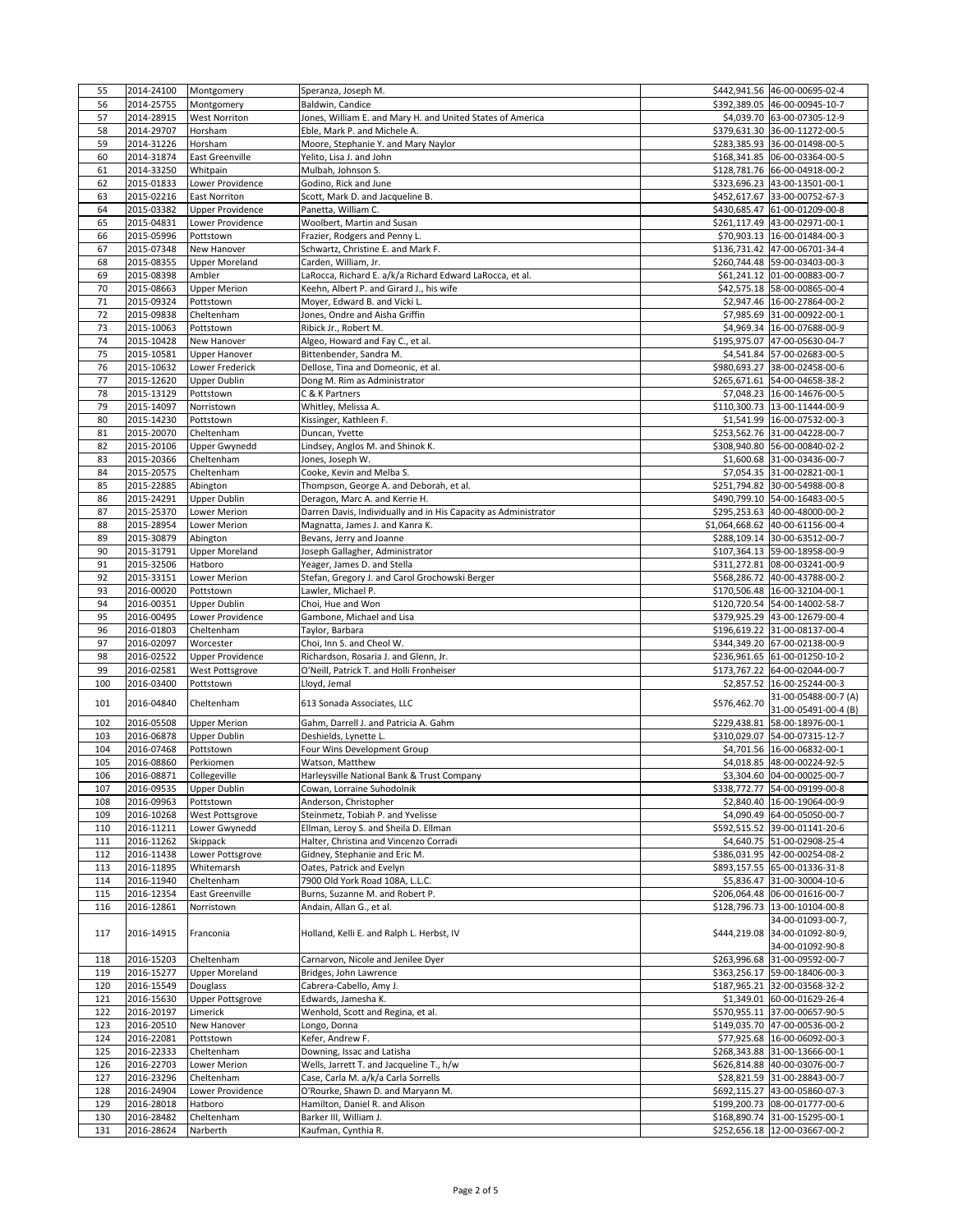| 55 | 2014-24100 | Montgomery | Speranza, Joseph M. | $442,941.56 | 46-00-00695-02-4 |
|---|---|---|---|---|---|
| 56 | 2014-25755 | Montgomery | Baldwin, Candice | $392,389.05 | 46-00-00945-10-7 |
| 57 | 2014-28915 | West Norriton | Jones, William E. and Mary H. and United States of America | $4,039.70 | 63-00-07305-12-9 |
| 58 | 2014-29707 | Horsham | Eble, Mark P. and Michele A. | $379,631.30 | 36-00-11272-00-5 |
| 59 | 2014-31226 | Horsham | Moore, Stephanie Y. and Mary Naylor | $283,385.93 | 36-00-01498-00-5 |
| 60 | 2014-31874 | East Greenville | Yelito, Lisa J. and John | $168,341.85 | 06-00-03364-00-5 |
| 61 | 2014-33250 | Whitpain | Mulbah, Johnson S. | $128,781.76 | 66-00-04918-00-2 |
| 62 | 2015-01833 | Lower Providence | Godino, Rick and June | $323,696.23 | 43-00-13501-00-1 |
| 63 | 2015-02216 | East Norriton | Scott, Mark D. and Jacqueline B. | $452,617.67 | 33-00-00752-67-3 |
| 64 | 2015-03382 | Upper Providence | Panetta, William C. | $430,685.47 | 61-00-01209-00-8 |
| 65 | 2015-04831 | Lower Providence | Woolbert, Martin and Susan | $261,117.49 | 43-00-02971-00-1 |
| 66 | 2015-05996 | Pottstown | Frazier, Rodgers and Penny L. | $70,903.13 | 16-00-01484-00-3 |
| 67 | 2015-07348 | New Hanover | Schwartz, Christine E. and Mark F. | $136,731.42 | 47-00-06701-34-4 |
| 68 | 2015-08355 | Upper Moreland | Carden, William, Jr. | $260,744.48 | 59-00-03403-00-3 |
| 69 | 2015-08398 | Ambler | LaRocca, Richard E. a/k/a Richard Edward LaRocca, et al. | $61,241.12 | 01-00-00883-00-7 |
| 70 | 2015-08663 | Upper Merion | Keehn, Albert P. and Girard J., his wife | $42,575.18 | 58-00-00865-00-4 |
| 71 | 2015-09324 | Pottstown | Moyer, Edward B. and Vicki L. | $2,947.46 | 16-00-27864-00-2 |
| 72 | 2015-09838 | Cheltenham | Jones, Ondre and Aisha Griffin | $7,985.69 | 31-00-00922-00-1 |
| 73 | 2015-10063 | Pottstown | Ribick Jr., Robert M. | $4,969.34 | 16-00-07688-00-9 |
| 74 | 2015-10428 | New Hanover | Algeo, Howard and Fay C., et al. | $195,975.07 | 47-00-05630-04-7 |
| 75 | 2015-10581 | Upper Hanover | Bittenbender, Sandra M. | $4,541.84 | 57-00-02683-00-5 |
| 76 | 2015-10632 | Lower Frederick | Dellose, Tina and Domeonic, et al. | $980,693.27 | 38-00-02458-00-6 |
| 77 | 2015-12620 | Upper Dublin | Dong M. Rim as Administrator | $265,671.61 | 54-00-04658-38-2 |
| 78 | 2015-13129 | Pottstown | C & K Partners | $7,048.23 | 16-00-14676-00-5 |
| 79 | 2015-14097 | Norristown | Whitley, Melissa A. | $110,300.73 | 13-00-11444-00-9 |
| 80 | 2015-14230 | Pottstown | Kissinger, Kathleen F. | $1,541.99 | 16-00-07532-00-3 |
| 81 | 2015-20070 | Cheltenham | Duncan, Yvette | $253,562.76 | 31-00-04228-00-7 |
| 82 | 2015-20106 | Upper Gwynedd | Lindsey, Anglos M. and Shinok K. | $308,940.80 | 56-00-00840-02-2 |
| 83 | 2015-20366 | Cheltenham | Jones, Joseph W. | $1,600.68 | 31-00-03436-00-7 |
| 84 | 2015-20575 | Cheltenham | Cooke, Kevin and Melba S. | $7,054.35 | 31-00-02821-00-1 |
| 85 | 2015-22885 | Abington | Thompson, George A. and Deborah, et al. | $251,794.82 | 30-00-54988-00-8 |
| 86 | 2015-24291 | Upper Dublin | Deragon, Marc A. and Kerrie H. | $490,799.10 | 54-00-16483-00-5 |
| 87 | 2015-25370 | Lower Merion | Darren Davis, Individually and in His Capacity as Administrator | $295,253.63 | 40-00-48000-00-2 |
| 88 | 2015-28954 | Lower Merion | Magnatta, James J. and Kanra K. | $1,064,668.62 | 40-00-61156-00-4 |
| 89 | 2015-30879 | Abington | Bevans, Jerry and Joanne | $288,109.14 | 30-00-63512-00-7 |
| 90 | 2015-31791 | Upper Moreland | Joseph Gallagher, Administrator | $107,364.13 | 59-00-18958-00-9 |
| 91 | 2015-32506 | Hatboro | Yeager, James D. and Stella | $311,272.81 | 08-00-03241-00-9 |
| 92 | 2015-33151 | Lower Merion | Stefan, Gregory J. and Carol Grochowski Berger | $568,286.72 | 40-00-43788-00-2 |
| 93 | 2016-00020 | Pottstown | Lawler, Michael P. | $170,506.48 | 16-00-32104-00-1 |
| 94 | 2016-00351 | Upper Dublin | Choi, Hue and Won | $120,720.54 | 54-00-14002-58-7 |
| 95 | 2016-00495 | Lower Providence | Gambone, Michael and Lisa | $379,925.29 | 43-00-12679-00-4 |
| 96 | 2016-01803 | Cheltenham | Taylor, Barbara | $196,619.22 | 31-00-08137-00-4 |
| 97 | 2016-02097 | Worcester | Choi, Inn S. and Cheol W. | $344,349.20 | 67-00-02138-00-9 |
| 98 | 2016-02522 | Upper Providence | Richardson, Rosaria J. and Glenn, Jr. | $236,961.65 | 61-00-01250-10-2 |
| 99 | 2016-02581 | West Pottsgrove | O'Neill, Patrick T. and Holli Fronheiser | $173,767.22 | 64-00-02044-00-7 |
| 100 | 2016-03400 | Pottstown | Lloyd, Jemal | $2,857.52 | 16-00-25244-00-3 |
| 101 | 2016-04840 | Cheltenham | 613 Sonada Associates, LLC | $576,462.70 | 31-00-05488-00-7 (A) 31-00-05491-00-4 (B) |
| 102 | 2016-05508 | Upper Merion | Gahm, Darrell J. and Patricia A. Gahm | $229,438.81 | 58-00-18976-00-1 |
| 103 | 2016-06878 | Upper Dublin | Deshields, Lynette L. | $310,029.07 | 54-00-07315-12-7 |
| 104 | 2016-07468 | Pottstown | Four Wins Development Group | $4,701.56 | 16-00-06832-00-1 |
| 105 | 2016-08860 | Perkiomen | Watson, Matthew | $4,018.85 | 48-00-00224-92-5 |
| 106 | 2016-08871 | Collegeville | Harleysville National Bank & Trust Company | $3,304.60 | 04-00-00025-00-7 |
| 107 | 2016-09535 | Upper Dublin | Cowan, Lorraine Suhodolnik | $338,772.77 | 54-00-09199-00-8 |
| 108 | 2016-09963 | Pottstown | Anderson, Christopher | $2,840.40 | 16-00-19064-00-9 |
| 109 | 2016-10268 | West Pottsgrove | Steinmetz, Tobiah P. and Yvelisse | $4,090.49 | 64-00-05050-00-7 |
| 110 | 2016-11211 | Lower Gwynedd | Ellman, Leroy S. and Sheila D. Ellman | $592,515.52 | 39-00-01141-20-6 |
| 111 | 2016-11262 | Skippack | Halter, Christina and Vincenzo Corradi | $4,640.75 | 51-00-02908-25-4 |
| 112 | 2016-11438 | Lower Pottsgrove | Gidney, Stephanie and Eric M. | $386,031.95 | 42-00-00254-08-2 |
| 113 | 2016-11895 | Whitemarsh | Oates, Patrick and Evelyn | $893,157.55 | 65-00-01336-31-8 |
| 114 | 2016-11940 | Cheltenham | 7900 Old York Road 108A, L.L.C. | $5,836.47 | 31-00-30004-10-6 |
| 115 | 2016-12354 | East Greenville | Burns, Suzanne M. and Robert P. | $206,064.48 | 06-00-01616-00-7 |
| 116 | 2016-12861 | Norristown | Andain, Allan G., et al. | $128,796.73 | 13-00-10104-00-8 |
| 117 | 2016-14915 | Franconia | Holland, Kelli E. and Ralph L. Herbst, IV | $444,219.08 | 34-00-01093-00-7, 34-00-01092-80-9, 34-00-01092-90-8 |
| 118 | 2016-15203 | Cheltenham | Carnarvon, Nicole and Jenilee Dyer | $263,996.68 | 31-00-09592-00-7 |
| 119 | 2016-15277 | Upper Moreland | Bridges, John Lawrence | $363,256.17 | 59-00-18406-00-3 |
| 120 | 2016-15549 | Douglass | Cabrera-Cabello, Amy J. | $187,965.21 | 32-00-03568-32-2 |
| 121 | 2016-15630 | Upper Pottsgrove | Edwards, Jamesha K. | $1,349.01 | 60-00-01629-26-4 |
| 122 | 2016-20197 | Limerick | Wenhold, Scott and Regina, et al. | $570,955.11 | 37-00-00657-90-5 |
| 123 | 2016-20510 | New Hanover | Longo, Donna | $149,035.70 | 47-00-00536-00-2 |
| 124 | 2016-22081 | Pottstown | Kefer, Andrew F. | $77,925.68 | 16-00-06092-00-3 |
| 125 | 2016-22333 | Cheltenham | Downing, Issac and Latisha | $268,343.88 | 31-00-13666-00-1 |
| 126 | 2016-22703 | Lower Merion | Wells, Jarrett T. and Jacqueline T., h/w | $626,814.88 | 40-00-03076-00-7 |
| 127 | 2016-23296 | Cheltenham | Case, Carla M. a/k/a Carla Sorrells | $28,821.59 | 31-00-28843-00-7 |
| 128 | 2016-24904 | Lower Providence | O'Rourke, Shawn D. and Maryann M. | $692,115.27 | 43-00-05860-07-3 |
| 129 | 2016-28018 | Hatboro | Hamilton, Daniel R. and Alison | $199,200.73 | 08-00-01777-00-6 |
| 130 | 2016-28482 | Cheltenham | Barker III, William J. | $168,890.74 | 31-00-15295-00-1 |
| 131 | 2016-28624 | Narberth | Kaufman, Cynthia R. | $252,656.18 | 12-00-03667-00-2 |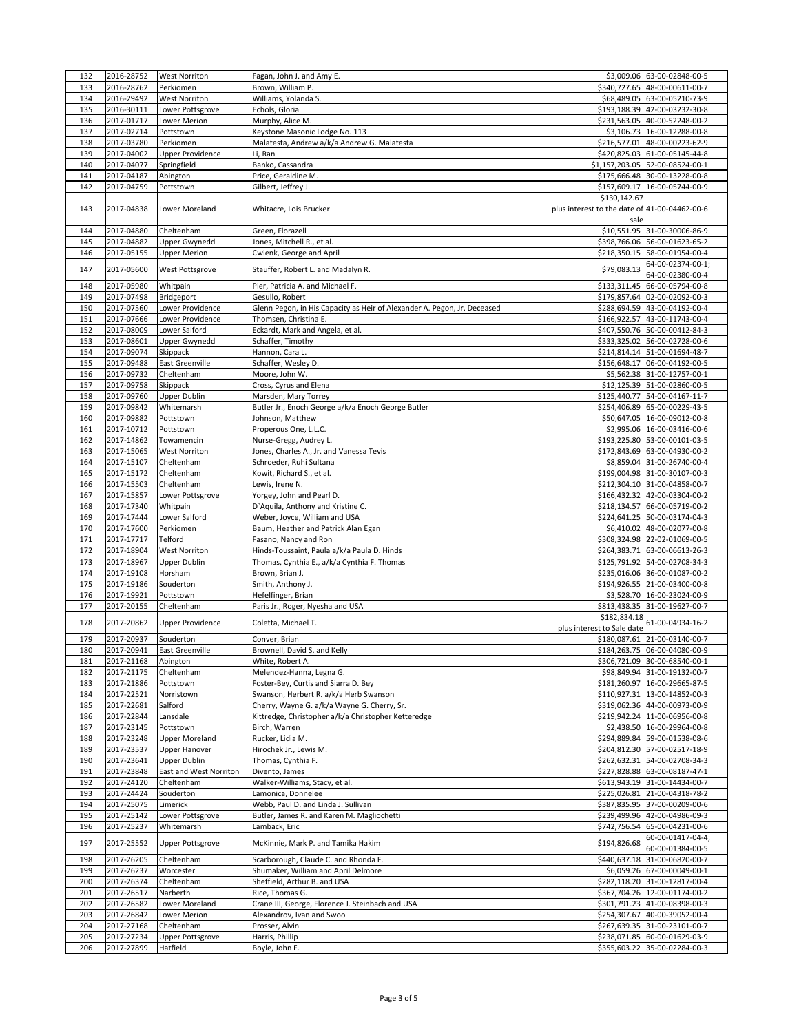| | | | | | |
|---|---|---|---|---|---|
| 132 | 2016-28752 | West Norriton | Fagan, John J. and Amy E. | $3,009.06 | 63-00-02848-00-5 |
| 133 | 2016-28762 | Perkiomen | Brown, William P. | $340,727.65 | 48-00-00611-00-7 |
| 134 | 2016-29492 | West Norriton | Williams, Yolanda S. | $68,489.05 | 63-00-05210-73-9 |
| 135 | 2016-30111 | Lower Pottsgrove | Echols, Gloria | $193,188.39 | 42-00-03232-30-8 |
| 136 | 2017-01717 | Lower Merion | Murphy, Alice M. | $231,563.05 | 40-00-52248-00-2 |
| 137 | 2017-02714 | Pottstown | Keystone Masonic Lodge No. 113 | $3,106.73 | 16-00-12288-00-8 |
| 138 | 2017-03780 | Perkiomen | Malatesta, Andrew a/k/a Andrew G. Malatesta | $216,577.01 | 48-00-00223-62-9 |
| 139 | 2017-04002 | Upper Providence | Li, Ran | $420,825.03 | 61-00-05145-44-8 |
| 140 | 2017-04077 | Springfield | Banko, Cassandra | $1,157,203.05 | 52-00-08524-00-1 |
| 141 | 2017-04187 | Abington | Price, Geraldine M. | $175,666.48 | 30-00-13228-00-8 |
| 142 | 2017-04759 | Pottstown | Gilbert, Jeffrey J. | $157,609.17 | 16-00-05744-00-9 |
| 143 | 2017-04838 | Lower Moreland | Whitacre, Lois Brucker | $130,142.67 plus interest to the date of sale | 41-00-04462-00-6 |
| 144 | 2017-04880 | Cheltenham | Green, Florazell | $10,551.95 | 31-00-30006-86-9 |
| 145 | 2017-04882 | Upper Gwynedd | Jones, Mitchell R., et al. | $398,766.06 | 56-00-01623-65-2 |
| 146 | 2017-05155 | Upper Merion | Cwienk, George and April | $218,350.15 | 58-00-01954-00-4 |
| 147 | 2017-05600 | West Pottsgrove | Stauffer, Robert L. and Madalyn R. | $79,083.13 | 64-00-02374-00-1; 64-00-02380-00-4 |
| 148 | 2017-05980 | Whitpain | Pier, Patricia A. and Michael F. | $133,311.45 | 66-00-05794-00-8 |
| 149 | 2017-07498 | Bridgeport | Gesullo, Robert | $179,857.64 | 02-00-02092-00-3 |
| 150 | 2017-07560 | Lower Providence | Glenn Pegon, in His Capacity as Heir of Alexander A. Pegon, Jr, Deceased | $288,694.59 | 43-00-04192-00-4 |
| 151 | 2017-07666 | Lower Providence | Thomsen, Christina E. | $166,922.57 | 43-00-11743-00-4 |
| 152 | 2017-08009 | Lower Salford | Eckardt, Mark and Angela, et al. | $407,550.76 | 50-00-00412-84-3 |
| 153 | 2017-08601 | Upper Gwynedd | Schaffer, Timothy | $333,325.02 | 56-00-02728-00-6 |
| 154 | 2017-09074 | Skippack | Hannon, Cara L. | $214,814.14 | 51-00-01694-48-7 |
| 155 | 2017-09488 | East Greenville | Schaffer, Wesley D. | $156,648.17 | 06-00-04192-00-5 |
| 156 | 2017-09732 | Cheltenham | Moore, John W. | $5,562.38 | 31-00-12757-00-1 |
| 157 | 2017-09758 | Skippack | Cross, Cyrus and Elena | $12,125.39 | 51-00-02860-00-5 |
| 158 | 2017-09760 | Upper Dublin | Marsden, Mary Torrey | $125,440.77 | 54-00-04167-11-7 |
| 159 | 2017-09842 | Whitemarsh | Butler Jr., Enoch George a/k/a Enoch George Butler | $254,406.89 | 65-00-00229-43-5 |
| 160 | 2017-09882 | Pottstown | Johnson, Matthew | $50,647.05 | 16-00-09012-00-8 |
| 161 | 2017-10712 | Pottstown | Properous One, L.L.C. | $2,995.06 | 16-00-03416-00-6 |
| 162 | 2017-14862 | Towamencin | Nurse-Gregg, Audrey L. | $193,225.80 | 53-00-00101-03-5 |
| 163 | 2017-15065 | West Norriton | Jones, Charles A., Jr. and Vanessa Tevis | $172,843.69 | 63-00-04930-00-2 |
| 164 | 2017-15107 | Cheltenham | Schroeder, Ruhi Sultana | $8,859.04 | 31-00-26740-00-4 |
| 165 | 2017-15172 | Cheltenham | Kowit, Richard S., et al. | $199,004.98 | 31-00-30107-00-3 |
| 166 | 2017-15503 | Cheltenham | Lewis, Irene N. | $212,304.10 | 31-00-04858-00-7 |
| 167 | 2017-15857 | Lower Pottsgrove | Yorgey, John and Pearl D. | $166,432.32 | 42-00-03304-00-2 |
| 168 | 2017-17340 | Whitpain | D`Aquila, Anthony and Kristine C. | $218,134.57 | 66-00-05719-00-2 |
| 169 | 2017-17444 | Lower Salford | Weber, Joyce, William and USA | $224,641.25 | 50-00-03174-04-3 |
| 170 | 2017-17600 | Perkiomen | Baum, Heather and Patrick Alan Egan | $6,410.02 | 48-00-02077-00-8 |
| 171 | 2017-17717 | Telford | Fasano, Nancy and Ron | $308,324.98 | 22-02-01069-00-5 |
| 172 | 2017-18904 | West Norriton | Hinds-Toussaint, Paula a/k/a Paula D. Hinds | $264,383.71 | 63-00-06613-26-3 |
| 173 | 2017-18967 | Upper Dublin | Thomas, Cynthia E., a/k/a Cynthia F. Thomas | $125,791.92 | 54-00-02708-34-3 |
| 174 | 2017-19108 | Horsham | Brown, Brian J. | $235,016.06 | 36-00-01087-00-2 |
| 175 | 2017-19186 | Souderton | Smith, Anthony J. | $194,926.55 | 21-00-03400-00-8 |
| 176 | 2017-19921 | Pottstown | Hefelfinger, Brian | $3,528.70 | 16-00-23024-00-9 |
| 177 | 2017-20155 | Cheltenham | Paris Jr., Roger, Nyesha and USA | $813,438.35 | 31-00-19627-00-7 |
| 178 | 2017-20862 | Upper Providence | Coletta, Michael T. | $182,834.18 plus interest to Sale date | 61-00-04934-16-2 |
| 179 | 2017-20937 | Souderton | Conver, Brian | $180,087.61 | 21-00-03140-00-7 |
| 180 | 2017-20941 | East Greenville | Brownell, David S. and Kelly | $184,263.75 | 06-00-04080-00-9 |
| 181 | 2017-21168 | Abington | White, Robert A. | $306,721.09 | 30-00-68540-00-1 |
| 182 | 2017-21175 | Cheltenham | Melendez-Hanna, Legna G. | $98,849.94 | 31-00-19132-00-7 |
| 183 | 2017-21886 | Pottstown | Foster-Bey, Curtis and Siarra D. Bey | $181,260.97 | 16-00-29665-87-5 |
| 184 | 2017-22521 | Norristown | Swanson, Herbert R. a/k/a Herb Swanson | $110,927.31 | 13-00-14852-00-3 |
| 185 | 2017-22681 | Salford | Cherry, Wayne G. a/k/a Wayne G. Cherry, Sr. | $319,062.36 | 44-00-00973-00-9 |
| 186 | 2017-22844 | Lansdale | Kittredge, Christopher a/k/a Christopher Ketteredge | $219,942.24 | 11-00-06956-00-8 |
| 187 | 2017-23145 | Pottstown | Birch, Warren | $2,438.50 | 16-00-29964-00-8 |
| 188 | 2017-23248 | Upper Moreland | Rucker, Lidia M. | $294,889.84 | 59-00-01538-08-6 |
| 189 | 2017-23537 | Upper Hanover | Hirochek Jr., Lewis M. | $204,812.30 | 57-00-02517-18-9 |
| 190 | 2017-23641 | Upper Dublin | Thomas, Cynthia F. | $262,632.31 | 54-00-02708-34-3 |
| 191 | 2017-23848 | East and West Norriton | Divento, James | $227,828.88 | 63-00-08187-47-1 |
| 192 | 2017-24120 | Cheltenham | Walker-Williams, Stacy, et al. | $613,943.19 | 31-00-14434-00-7 |
| 193 | 2017-24424 | Souderton | Lamonica, Donnelee | $225,026.81 | 21-00-04318-78-2 |
| 194 | 2017-25075 | Limerick | Webb, Paul D. and Linda J. Sullivan | $387,835.95 | 37-00-00209-00-6 |
| 195 | 2017-25142 | Lower Pottsgrove | Butler, James R. and Karen M. Magliochetti | $239,499.96 | 42-00-04986-09-3 |
| 196 | 2017-25237 | Whitemarsh | Lamback, Eric | $742,756.54 | 65-00-04231-00-6 |
| 197 | 2017-25552 | Upper Pottsgrove | McKinnie, Mark P. and Tamika Hakim | $194,826.68 | 60-00-01417-04-4; 60-00-01384-00-5 |
| 198 | 2017-26205 | Cheltenham | Scarborough, Claude C. and Rhonda F. | $440,637.18 | 31-00-06820-00-7 |
| 199 | 2017-26237 | Worcester | Shumaker, William and April Delmore | $6,059.26 | 67-00-00049-00-1 |
| 200 | 2017-26374 | Cheltenham | Sheffield, Arthur B. and USA | $282,118.20 | 31-00-12817-00-4 |
| 201 | 2017-26517 | Narberth | Rice, Thomas G. | $367,704.26 | 12-00-01174-00-2 |
| 202 | 2017-26582 | Lower Moreland | Crane III, George, Florence J. Steinbach and USA | $301,791.23 | 41-00-08398-00-3 |
| 203 | 2017-26842 | Lower Merion | Alexandrov, Ivan and Swoo | $254,307.67 | 40-00-39052-00-4 |
| 204 | 2017-27168 | Cheltenham | Prosser, Alvin | $267,639.35 | 31-00-23101-00-7 |
| 205 | 2017-27234 | Upper Pottsgrove | Harris, Phillip | $238,071.85 | 60-00-01629-03-9 |
| 206 | 2017-27899 | Hatfield | Boyle, John F. | $355,603.22 | 35-00-02284-00-3 |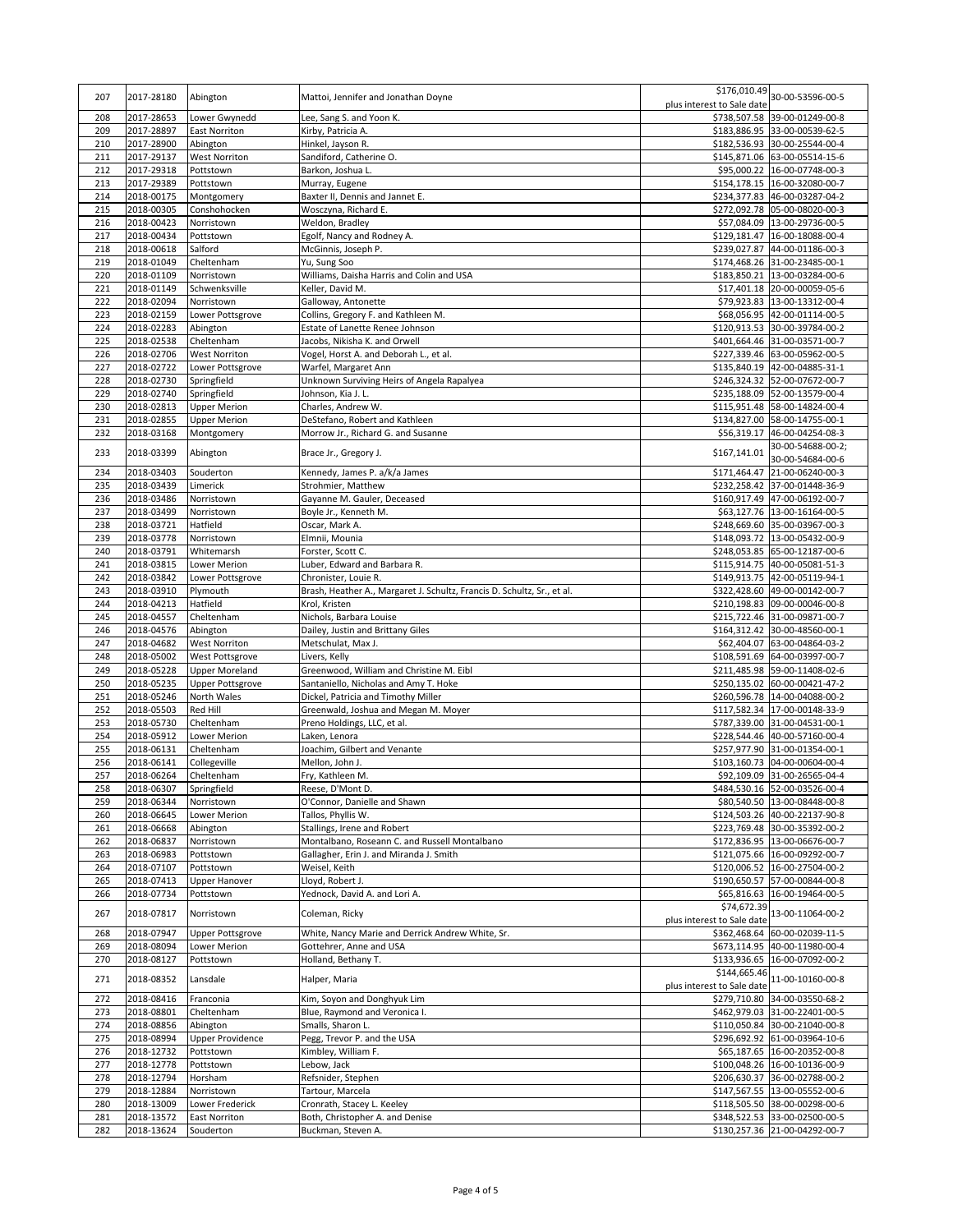| 207 | 2017-28180 | Abington | Mattoi, Jennifer and Jonathan Doyne | $176,010.49 plus interest to Sale date | 30-00-53596-00-5 |
|---|---|---|---|---|---|
| 208 | 2017-28653 | Lower Gwynedd | Lee, Sang S. and Yoon K. | $738,507.58 | 39-00-01249-00-8 |
| 209 | 2017-28897 | East Norriton | Kirby, Patricia A. | $183,886.95 | 33-00-00539-62-5 |
| 210 | 2017-28900 | Abington | Hinkel, Jayson R. | $182,536.93 | 30-00-25544-00-4 |
| 211 | 2017-29137 | West Norriton | Sandiford, Catherine O. | $145,871.06 | 63-00-05514-15-6 |
| 212 | 2017-29318 | Pottstown | Barkon, Joshua L. | $95,000.22 | 16-00-07748-00-3 |
| 213 | 2017-29389 | Pottstown | Murray, Eugene | $154,178.15 | 16-00-32080-00-7 |
| 214 | 2018-00175 | Montgomery | Baxter II, Dennis and Jannet E. | $234,377.83 | 46-00-03287-04-2 |
| 215 | 2018-00305 | Conshohocken | Wosczyna, Richard E. | $272,092.78 | 05-00-08020-00-3 |
| 216 | 2018-00423 | Norristown | Weldon, Bradley | $57,084.09 | 13-00-29736-00-5 |
| 217 | 2018-00434 | Pottstown | Egolf, Nancy and Rodney A. | $129,181.47 | 16-00-18088-00-4 |
| 218 | 2018-00618 | Salford | McGinnis, Joseph P. | $239,027.87 | 44-00-01186-00-3 |
| 219 | 2018-01049 | Cheltenham | Yu, Sung Soo | $174,468.26 | 31-00-23485-00-1 |
| 220 | 2018-01109 | Norristown | Williams, Daisha Harris and Colin and USA | $183,850.21 | 13-00-03284-00-6 |
| 221 | 2018-01149 | Schwenksville | Keller, David M. | $17,401.18 | 20-00-00059-05-6 |
| 222 | 2018-02094 | Norristown | Galloway, Antonette | $79,923.83 | 13-00-13312-00-4 |
| 223 | 2018-02159 | Lower Pottsgrove | Collins, Gregory F. and Kathleen M. | $68,056.95 | 42-00-01114-00-5 |
| 224 | 2018-02283 | Abington | Estate of Lanette Renee Johnson | $120,913.53 | 30-00-39784-00-2 |
| 225 | 2018-02538 | Cheltenham | Jacobs, Nikisha K. and Orwell | $401,664.46 | 31-00-03571-00-7 |
| 226 | 2018-02706 | West Norriton | Vogel, Horst A. and Deborah L., et al. | $227,339.46 | 63-00-05962-00-5 |
| 227 | 2018-02722 | Lower Pottsgrove | Warfel, Margaret Ann | $135,840.19 | 42-00-04885-31-1 |
| 228 | 2018-02730 | Springfield | Unknown Surviving Heirs of Angela Rapalyea | $246,324.32 | 52-00-07672-00-7 |
| 229 | 2018-02740 | Springfield | Johnson, Kia J. L. | $235,188.09 | 52-00-13579-00-4 |
| 230 | 2018-02813 | Upper Merion | Charles, Andrew W. | $115,951.48 | 58-00-14824-00-4 |
| 231 | 2018-02855 | Upper Merion | DeStefano, Robert and Kathleen | $134,827.00 | 58-00-14755-00-1 |
| 232 | 2018-03168 | Montgomery | Morrow Jr., Richard G. and Susanne | $56,319.17 | 46-00-04254-08-3 |
| 233 | 2018-03399 | Abington | Brace Jr., Gregory J. | $167,141.01 | 30-00-54688-00-2; 30-00-54684-00-6 |
| 234 | 2018-03403 | Souderton | Kennedy, James P. a/k/a James | $171,464.47 | 21-00-06240-00-3 |
| 235 | 2018-03439 | Limerick | Strohmier, Matthew | $232,258.42 | 37-00-01448-36-9 |
| 236 | 2018-03486 | Norristown | Gayanne M. Gauler, Deceased | $160,917.49 | 47-00-06192-00-7 |
| 237 | 2018-03499 | Norristown | Boyle Jr., Kenneth M. | $63,127.76 | 13-00-16164-00-5 |
| 238 | 2018-03721 | Hatfield | Oscar, Mark A. | $248,669.60 | 35-00-03967-00-3 |
| 239 | 2018-03778 | Norristown | Elmnii, Mounia | $148,093.72 | 13-00-05432-00-9 |
| 240 | 2018-03791 | Whitemarsh | Forster, Scott C. | $248,053.85 | 65-00-12187-00-6 |
| 241 | 2018-03815 | Lower Merion | Luber, Edward and Barbara R. | $115,914.75 | 40-00-05081-51-3 |
| 242 | 2018-03842 | Lower Pottsgrove | Chronister, Louie R. | $149,913.75 | 42-00-05119-94-1 |
| 243 | 2018-03910 | Plymouth | Brash, Heather A., Margaret J. Schultz, Francis D. Schultz, Sr., et al. | $322,428.60 | 49-00-00142-00-7 |
| 244 | 2018-04213 | Hatfield | Krol, Kristen | $210,198.83 | 09-00-00046-00-8 |
| 245 | 2018-04557 | Cheltenham | Nichols, Barbara Louise | $215,722.46 | 31-00-09871-00-7 |
| 246 | 2018-04576 | Abington | Dailey, Justin and Brittany Giles | $164,312.42 | 30-00-48560-00-1 |
| 247 | 2018-04682 | West Norriton | Metschulat, Max J. | $62,404.07 | 63-00-04864-03-2 |
| 248 | 2018-05002 | West Pottsgrove | Livers, Kelly | $108,591.69 | 64-00-03997-00-7 |
| 249 | 2018-05228 | Upper Moreland | Greenwood, William and Christine M. Eibl | $211,485.98 | 59-00-11408-02-6 |
| 250 | 2018-05235 | Upper Pottsgrove | Santaniello, Nicholas and Amy T. Hoke | $250,135.02 | 60-00-00421-47-2 |
| 251 | 2018-05246 | North Wales | Dickel, Patricia and Timothy Miller | $260,596.78 | 14-00-04088-00-2 |
| 252 | 2018-05503 | Red Hill | Greenwald, Joshua and Megan M. Moyer | $117,582.34 | 17-00-00148-33-9 |
| 253 | 2018-05730 | Cheltenham | Preno Holdings, LLC, et al. | $787,339.00 | 31-00-04531-00-1 |
| 254 | 2018-05912 | Lower Merion | Laken, Lenora | $228,544.46 | 40-00-57160-00-4 |
| 255 | 2018-06131 | Cheltenham | Joachim, Gilbert and Venante | $257,977.90 | 31-00-01354-00-1 |
| 256 | 2018-06141 | Collegeville | Mellon, John J. | $103,160.73 | 04-00-00604-00-4 |
| 257 | 2018-06264 | Cheltenham | Fry, Kathleen M. | $92,109.09 | 31-00-26565-04-4 |
| 258 | 2018-06307 | Springfield | Reese, D'Mont D. | $484,530.16 | 52-00-03526-00-4 |
| 259 | 2018-06344 | Norristown | O'Connor, Danielle and Shawn | $80,540.50 | 13-00-08448-00-8 |
| 260 | 2018-06645 | Lower Merion | Tallos, Phyllis W. | $124,503.26 | 40-00-22137-90-8 |
| 261 | 2018-06668 | Abington | Stallings, Irene and Robert | $223,769.48 | 30-00-35392-00-2 |
| 262 | 2018-06837 | Norristown | Montalbano, Roseann C. and Russell Montalbano | $172,836.95 | 13-00-06676-00-7 |
| 263 | 2018-06983 | Pottstown | Gallagher, Erin J. and Miranda J. Smith | $121,075.66 | 16-00-09292-00-7 |
| 264 | 2018-07107 | Pottstown | Weisel, Keith | $120,006.52 | 16-00-27504-00-2 |
| 265 | 2018-07413 | Upper Hanover | Lloyd, Robert J. | $190,650.57 | 57-00-00844-00-8 |
| 266 | 2018-07734 | Pottstown | Yednock, David A. and Lori A. | $65,816.63 | 16-00-19464-00-5 |
| 267 | 2018-07817 | Norristown | Coleman, Ricky | $74,672.39 plus interest to Sale date | 13-00-11064-00-2 |
| 268 | 2018-07947 | Upper Pottsgrove | White, Nancy Marie and Derrick Andrew White, Sr. | $362,468.64 | 60-00-02039-11-5 |
| 269 | 2018-08094 | Lower Merion | Gottehrer, Anne and USA | $673,114.95 | 40-00-11980-00-4 |
| 270 | 2018-08127 | Pottstown | Holland, Bethany T. | $133,936.65 | 16-00-07092-00-2 |
| 271 | 2018-08352 | Lansdale | Halper, Maria | $144,665.46 plus interest to Sale date | 11-00-10160-00-8 |
| 272 | 2018-08416 | Franconia | Kim, Soyon and Donghyuk Lim | $279,710.80 | 34-00-03550-68-2 |
| 273 | 2018-08801 | Cheltenham | Blue, Raymond and Veronica I. | $462,979.03 | 31-00-22401-00-5 |
| 274 | 2018-08856 | Abington | Smalls, Sharon L. | $110,050.84 | 30-00-21040-00-8 |
| 275 | 2018-08994 | Upper Providence | Pegg, Trevor P. and the USA | $296,692.92 | 61-00-03964-10-6 |
| 276 | 2018-12732 | Pottstown | Kimbley, William F. | $65,187.65 | 16-00-20352-00-8 |
| 277 | 2018-12778 | Pottstown | Lebow, Jack | $100,048.26 | 16-00-10136-00-9 |
| 278 | 2018-12794 | Horsham | Refsnider, Stephen | $206,630.37 | 36-00-02788-00-2 |
| 279 | 2018-12884 | Norristown | Tartour, Marcela | $147,567.55 | 13-00-05552-00-6 |
| 280 | 2018-13009 | Lower Frederick | Cronrath, Stacey L. Keeley | $118,505.50 | 38-00-00298-00-6 |
| 281 | 2018-13572 | East Norriton | Both, Christopher A. and Denise | $348,522.53 | 33-00-02500-00-5 |
| 282 | 2018-13624 | Souderton | Buckman, Steven A. | $130,257.36 | 21-00-04292-00-7 |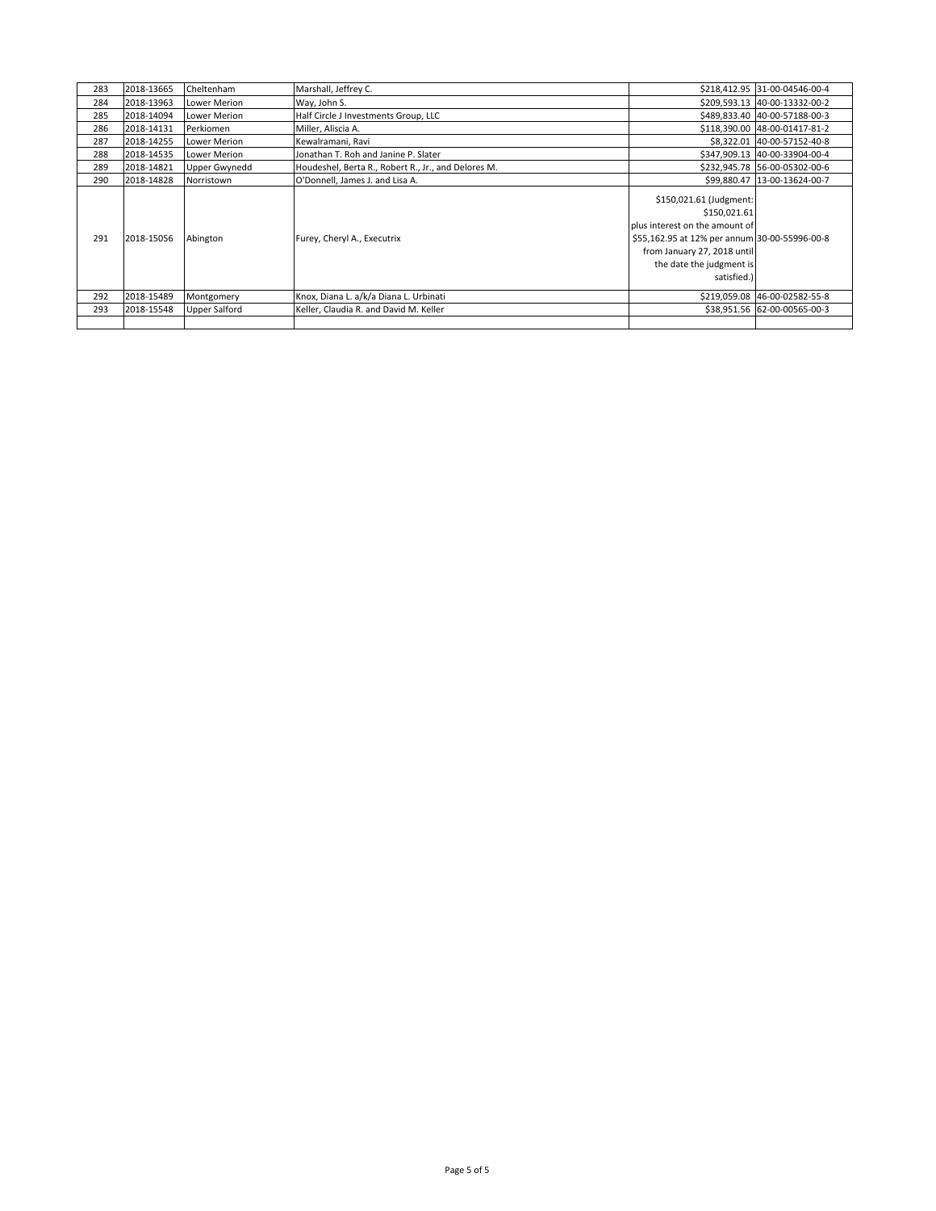| | | | | | |
|---|---|---|---|---|---|
| 283 | 2018-13665 | Cheltenham | Marshall, Jeffrey C. | $218,412.95 | 31-00-04546-00-4 |
| 284 | 2018-13963 | Lower Merion | Way, John S. | $209,593.13 | 40-00-13332-00-2 |
| 285 | 2018-14094 | Lower Merion | Half Circle J Investments Group, LLC | $489,833.40 | 40-00-57188-00-3 |
| 286 | 2018-14131 | Perkiomen | Miller, Aliscia A. | $118,390.00 | 48-00-01417-81-2 |
| 287 | 2018-14255 | Lower Merion | Kewalramani, Ravi | $8,322.01 | 40-00-57152-40-8 |
| 288 | 2018-14535 | Lower Merion | Jonathan T. Roh and Janine P. Slater | $347,909.13 | 40-00-33904-00-4 |
| 289 | 2018-14821 | Upper Gwynedd | Houdeshel, Berta R., Robert R., Jr., and Delores M. | $232,945.78 | 56-00-05302-00-6 |
| 290 | 2018-14828 | Norristown | O'Donnell, James J. and Lisa A. | $99,880.47 | 13-00-13624-00-7 |
| 291 | 2018-15056 | Abington | Furey, Cheryl A., Executrix | $150,021.61 (Judgment: $150,021.61 plus interest on the amount of $55,162.95 at 12% per annum from January 27, 2018 until the date the judgment is satisfied.) | 30-00-55996-00-8 |
| 292 | 2018-15489 | Montgomery | Knox, Diana L. a/k/a Diana L. Urbinati | $219,059.08 | 46-00-02582-55-8 |
| 293 | 2018-15548 | Upper Salford | Keller, Claudia R. and David M. Keller | $38,951.56 | 62-00-00565-00-3 |
| | | | | | |